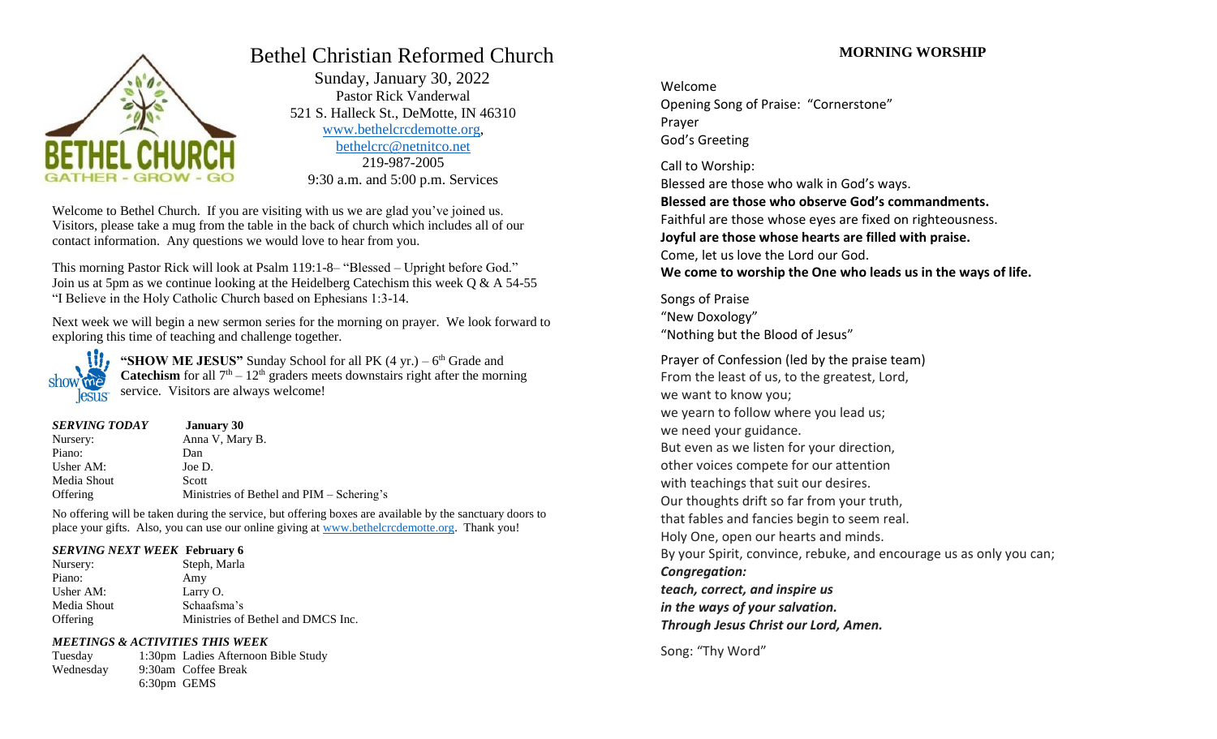# Bethel Christian Reformed Church

Sunday, January 30, 2022
Pastor Rick Vanderwal
521 S. Halleck St., DeMotte, IN 46310
www.bethelcrcdemotte.org,
bethelcrc@netnitco.net
219-987-2005
9:30 a.m. and 5:00 p.m. Services

Welcome to Bethel Church. If you are visiting with us we are glad you've joined us. Visitors, please take a mug from the table in the back of church which includes all of our contact information. Any questions we would love to hear from you.

This morning Pastor Rick will look at Psalm 119:1-8– "Blessed – Upright before God." Join us at 5pm as we continue looking at the Heidelberg Catechism this week Q & A 54-55 "I Believe in the Holy Catholic Church based on Ephesians 1:3-14.

Next week we will begin a new sermon series for the morning on prayer. We look forward to exploring this time of teaching and challenge together.

**"SHOW ME JESUS"** Sunday School for all PK (4 yr.) – 6th Grade and **Catechism** for all 7th – 12th graders meets downstairs right after the morning service. Visitors are always welcome!

| ***SERVING TODAY*** | **January 30** |
|---|---|
| Nursery: | Anna V, Mary B. |
| Piano: | Dan |
| Usher AM: | Joe D. |
| Media Shout | Scott |
| Offering | Ministries of Bethel and PIM – Schering's |

No offering will be taken during the service, but offering boxes are available by the sanctuary doors to place your gifts. Also, you can use our online giving at www.bethelcrcdemotte.org. Thank you!

| ***SERVING NEXT WEEK*** | **February 6** |
|---|---|
| Nursery: | Steph, Marla |
| Piano: | Amy |
| Usher AM: | Larry O. |
| Media Shout | Schaafsma's |
| Offering | Ministries of Bethel and DMCS Inc. |

***MEETINGS & ACTIVITIES THIS WEEK***

| | | |
|---|---|---|
| Tuesday | 1:30pm | Ladies Afternoon Bible Study |
| Wednesday | 9:30am | Coffee Break |
| | 6:30pm | GEMS |

## MORNING WORSHIP

Welcome
Opening Song of Praise: "Cornerstone"
Prayer
God's Greeting

Call to Worship:
Blessed are those who walk in God's ways.
**Blessed are those who observe God's commandments.**
Faithful are those whose eyes are fixed on righteousness.
**Joyful are those whose hearts are filled with praise.**
Come, let us love the Lord our God.
**We come to worship the One who leads us in the ways of life.**

Songs of Praise
"New Doxology"
"Nothing but the Blood of Jesus"

Prayer of Confession (led by the praise team)
From the least of us, to the greatest, Lord,
we want to know you;
we yearn to follow where you lead us;
we need your guidance.
But even as we listen for your direction,
other voices compete for our attention
with teachings that suit our desires.
Our thoughts drift so far from your truth,
that fables and fancies begin to seem real.
Holy One, open our hearts and minds.
By your Spirit, convince, rebuke, and encourage us as only you can;
***Congregation:***
***teach, correct, and inspire us***
***in the ways of your salvation.***
***Through Jesus Christ our Lord, Amen.***

Song: "Thy Word"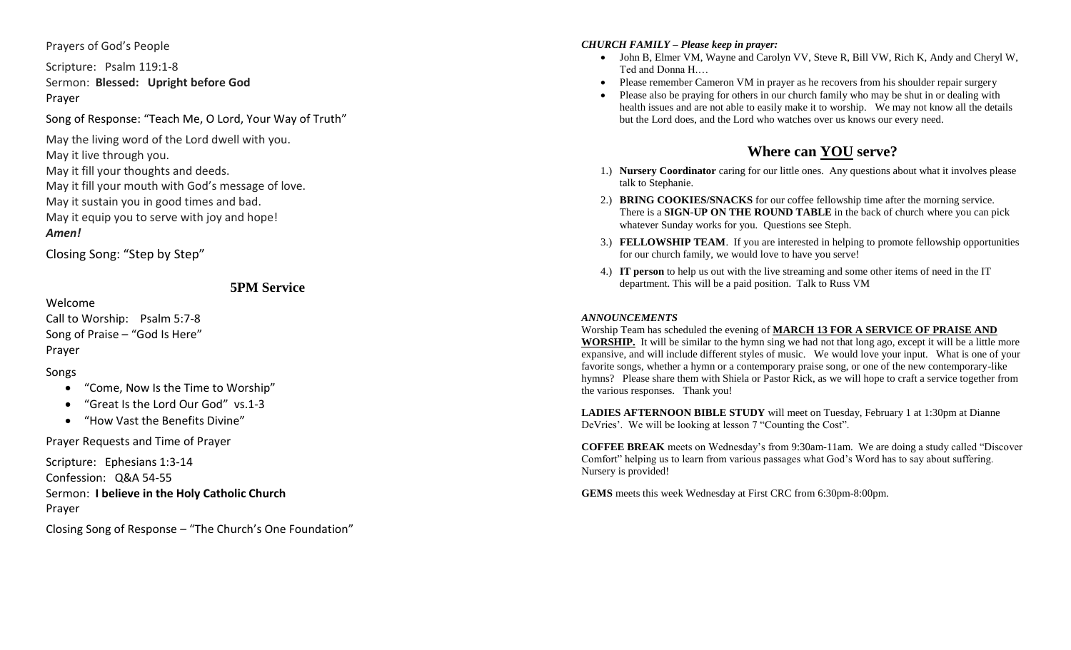Prayers of God's People

Scripture: Psalm 119:1-8

Sermon: **Blessed: Upright before God**

Prayer

Song of Response: "Teach Me, O Lord, Your Way of Truth"

May the living word of the Lord dwell with you.
May it live through you.
May it fill your thoughts and deeds.
May it fill your mouth with God's message of love.
May it sustain you in good times and bad.
May it equip you to serve with joy and hope!
***Amen!***

Closing Song: "Step by Step"

## 5PM Service

Welcome

Call to Worship: Psalm 5:7-8

Song of Praise – "God Is Here"

Prayer

Songs

- "Come, Now Is the Time to Worship"
- "Great Is the Lord Our God" vs.1-3
- "How Vast the Benefits Divine"

Prayer Requests and Time of Prayer

Scripture: Ephesians 1:3-14

Confession: Q&A 54-55

Sermon: **I believe in the Holy Catholic Church**

Prayer

Closing Song of Response – "The Church's One Foundation"

***CHURCH FAMILY – Please keep in prayer:***

- John B, Elmer VM, Wayne and Carolyn VV, Steve R, Bill VW, Rich K, Andy and Cheryl W, Ted and Donna H….
- Please remember Cameron VM in prayer as he recovers from his shoulder repair surgery
- Please also be praying for others in our church family who may be shut in or dealing with health issues and are not able to easily make it to worship. We may not know all the details but the Lord does, and the Lord who watches over us knows our every need.

## Where can <u>YOU</u> serve?

1.) **Nursery Coordinator** caring for our little ones. Any questions about what it involves please talk to Stephanie.
2.) **BRING COOKIES/SNACKS** for our coffee fellowship time after the morning service. There is a **SIGN-UP ON THE ROUND TABLE** in the back of church where you can pick whatever Sunday works for you. Questions see Steph.
3.) **FELLOWSHIP TEAM**. If you are interested in helping to promote fellowship opportunities for our church family, we would love to have you serve!
4.) **IT person** to help us out with the live streaming and some other items of need in the IT department. This will be a paid position. Talk to Russ VM

***ANNOUNCEMENTS***

Worship Team has scheduled the evening of **<u>MARCH 13 FOR A SERVICE OF PRAISE AND WORSHIP.</u>** It will be similar to the hymn sing we had not that long ago, except it will be a little more expansive, and will include different styles of music. We would love your input. What is one of your favorite songs, whether a hymn or a contemporary praise song, or one of the new contemporary-like hymns? Please share them with Shiela or Pastor Rick, as we will hope to craft a service together from the various responses. Thank you!

**LADIES AFTERNOON BIBLE STUDY** will meet on Tuesday, February 1 at 1:30pm at Dianne DeVries'. We will be looking at lesson 7 "Counting the Cost".

**COFFEE BREAK** meets on Wednesday's from 9:30am-11am. We are doing a study called "Discover Comfort" helping us to learn from various passages what God's Word has to say about suffering. Nursery is provided!

**GEMS** meets this week Wednesday at First CRC from 6:30pm-8:00pm.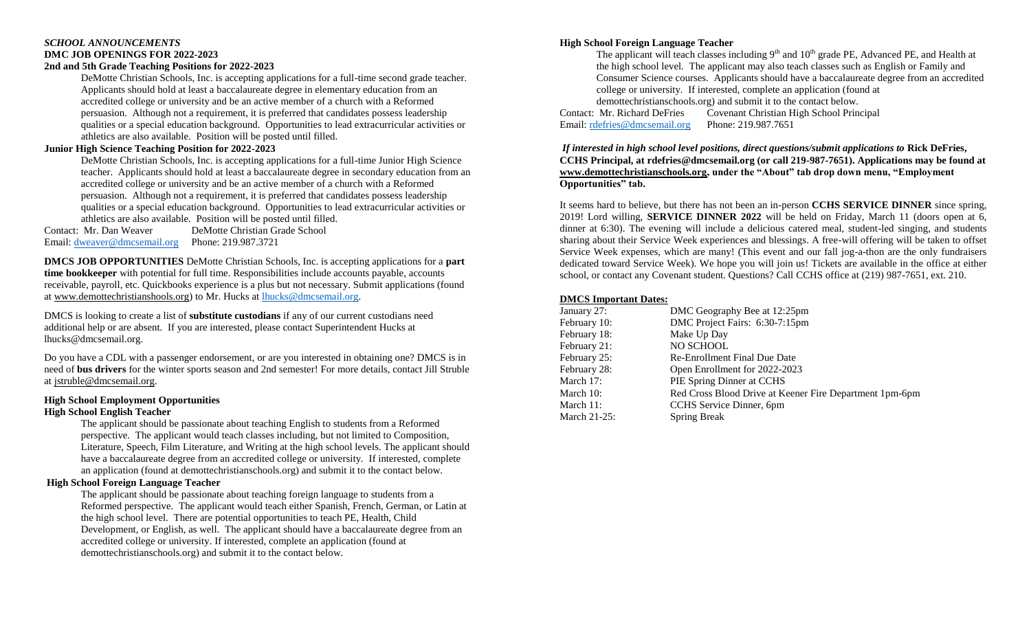***SCHOOL ANNOUNCEMENTS***

**DMC JOB OPENINGS FOR 2022-2023**

**2nd and 5th Grade Teaching Positions for 2022-2023**

DeMotte Christian Schools, Inc. is accepting applications for a full-time second grade teacher. Applicants should hold at least a baccalaureate degree in elementary education from an accredited college or university and be an active member of a church with a Reformed persuasion. Although not a requirement, it is preferred that candidates possess leadership qualities or a special education background. Opportunities to lead extracurricular activities or athletics are also available. Position will be posted until filled.

**Junior High Science Teaching Position for 2022-2023**

DeMotte Christian Schools, Inc. is accepting applications for a full-time Junior High Science teacher. Applicants should hold at least a baccalaureate degree in secondary education from an accredited college or university and be an active member of a church with a Reformed persuasion. Although not a requirement, it is preferred that candidates possess leadership qualities or a special education background. Opportunities to lead extracurricular activities or athletics are also available. Position will be posted until filled.

Contact: Mr. Dan Weaver — DeMotte Christian Grade School
Email: dweaver@dmcsemail.org — Phone: 219.987.3721

**DMCS JOB OPPORTUNITIES** DeMotte Christian Schools, Inc. is accepting applications for a **part time bookkeeper** with potential for full time. Responsibilities include accounts payable, accounts receivable, payroll, etc. Quickbooks experience is a plus but not necessary. Submit applications (found at www.demottechristianshools.org) to Mr. Hucks at lhucks@dmcsemail.org.

DMCS is looking to create a list of **substitute custodians** if any of our current custodians need additional help or are absent. If you are interested, please contact Superintendent Hucks at lhucks@dmcsemail.org.

Do you have a CDL with a passenger endorsement, or are you interested in obtaining one? DMCS is in need of **bus drivers** for the winter sports season and 2nd semester! For more details, contact Jill Struble at jstruble@dmcsemail.org.

**High School Employment Opportunities**

**High School English Teacher**

The applicant should be passionate about teaching English to students from a Reformed perspective. The applicant would teach classes including, but not limited to Composition, Literature, Speech, Film Literature, and Writing at the high school levels. The applicant should have a baccalaureate degree from an accredited college or university. If interested, complete an application (found at demottechristianschools.org) and submit it to the contact below.

**High School Foreign Language Teacher**

The applicant should be passionate about teaching foreign language to students from a Reformed perspective. The applicant would teach either Spanish, French, German, or Latin at the high school level. There are potential opportunities to teach PE, Health, Child Development, or English, as well. The applicant should have a baccalaureate degree from an accredited college or university. If interested, complete an application (found at demottechristianschools.org) and submit it to the contact below.

**High School Foreign Language Teacher**

The applicant will teach classes including 9th and 10th grade PE, Advanced PE, and Health at the high school level. The applicant may also teach classes such as English or Family and Consumer Science courses. Applicants should have a baccalaureate degree from an accredited college or university. If interested, complete an application (found at demottechristianschools.org) and submit it to the contact below.

Contact: Mr. Richard DeFries — Covenant Christian High School Principal
Email: rdefries@dmcsemail.org — Phone: 219.987.7651

***If interested in high school level positions, direct questions/submit applications to* Rick DeFries, CCHS Principal, at rdefries@dmcsemail.org (or call 219-987-7651). Applications may be found at www.demottechristianschools.org, under the "About" tab drop down menu, "Employment Opportunities" tab.**

It seems hard to believe, but there has not been an in-person **CCHS SERVICE DINNER** since spring, 2019! Lord willing, **SERVICE DINNER 2022** will be held on Friday, March 11 (doors open at 6, dinner at 6:30). The evening will include a delicious catered meal, student-led singing, and students sharing about their Service Week experiences and blessings. A free-will offering will be taken to offset Service Week expenses, which are many! (This event and our fall jog-a-thon are the only fundraisers dedicated toward Service Week). We hope you will join us! Tickets are available in the office at either school, or contact any Covenant student. Questions? Call CCHS office at (219) 987-7651, ext. 210.

**DMCS Important Dates:**

| | |
|---|---|
| January 27: | DMC Geography Bee at 12:25pm |
| February 10: | DMC Project Fairs: 6:30-7:15pm |
| February 18: | Make Up Day |
| February 21: | NO SCHOOL |
| February 25: | Re-Enrollment Final Due Date |
| February 28: | Open Enrollment for 2022-2023 |
| March 17: | PIE Spring Dinner at CCHS |
| March 10: | Red Cross Blood Drive at Keener Fire Department 1pm-6pm |
| March 11: | CCHS Service Dinner, 6pm |
| March 21-25: | Spring Break |